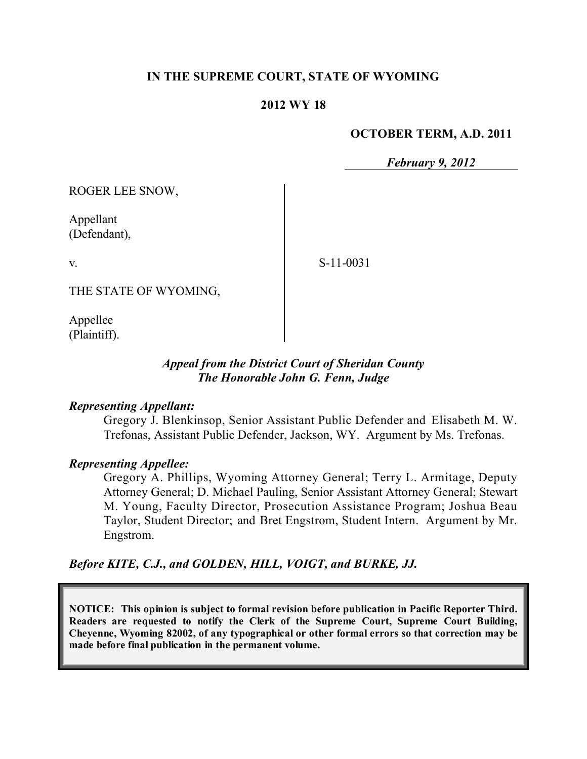**IN THE SUPREME COURT, STATE OF WYOMING**

**2012 WY 18**

**OCTOBER TERM, A.D. 2011**

*February 9, 2012*

ROGER LEE SNOW,

Appellant
(Defendant),

v.

THE STATE OF WYOMING,

Appellee
(Plaintiff).

S-11-0031

*Appeal from the District Court of Sheridan County*
*The Honorable John G. Fenn, Judge*

***Representing Appellant:***

Gregory J. Blenkinsop, Senior Assistant Public Defender and Elisabeth M. W. Trefonas, Assistant Public Defender, Jackson, WY. Argument by Ms. Trefonas.

***Representing Appellee:***

Gregory A. Phillips, Wyoming Attorney General; Terry L. Armitage, Deputy Attorney General; D. Michael Pauling, Senior Assistant Attorney General; Stewart M. Young, Faculty Director, Prosecution Assistance Program; Joshua Beau Taylor, Student Director; and Bret Engstrom, Student Intern. Argument by Mr. Engstrom.

***Before KITE, C.J., and GOLDEN, HILL, VOIGT, and BURKE, JJ.***

**NOTICE: This opinion is subject to formal revision before publication in Pacific Reporter Third. Readers are requested to notify the Clerk of the Supreme Court, Supreme Court Building, Cheyenne, Wyoming 82002, of any typographical or other formal errors so that correction may be made before final publication in the permanent volume.**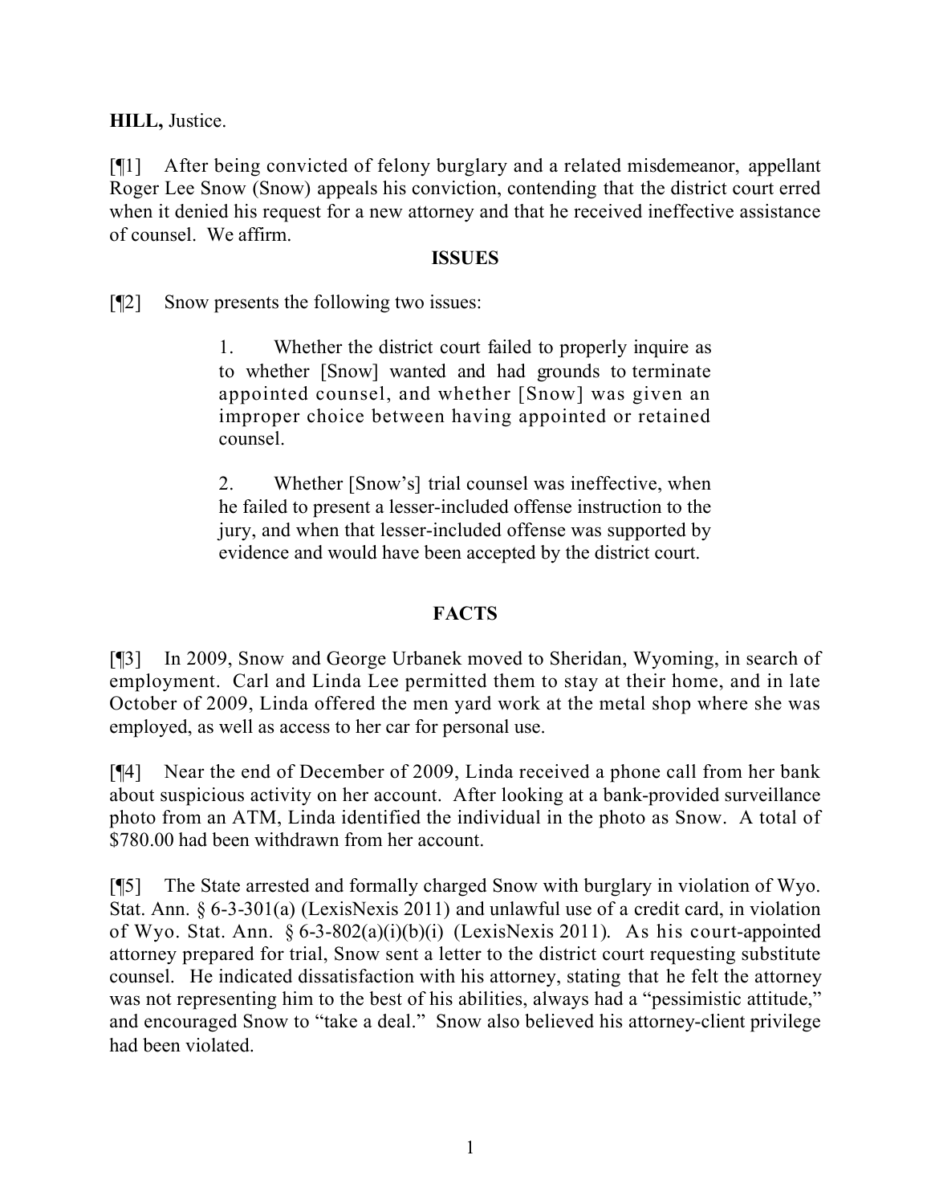**HILL,** Justice.

[¶1] After being convicted of felony burglary and a related misdemeanor, appellant Roger Lee Snow (Snow) appeals his conviction, contending that the district court erred when it denied his request for a new attorney and that he received ineffective assistance of counsel. We affirm.

**ISSUES**

[¶2] Snow presents the following two issues:

> 1. Whether the district court failed to properly inquire as to whether [Snow] wanted and had grounds to terminate appointed counsel, and whether [Snow] was given an improper choice between having appointed or retained counsel.
>
> 2. Whether [Snow's] trial counsel was ineffective, when he failed to present a lesser-included offense instruction to the jury, and when that lesser-included offense was supported by evidence and would have been accepted by the district court.

**FACTS**

[¶3] In 2009, Snow and George Urbanek moved to Sheridan, Wyoming, in search of employment. Carl and Linda Lee permitted them to stay at their home, and in late October of 2009, Linda offered the men yard work at the metal shop where she was employed, as well as access to her car for personal use.

[¶4] Near the end of December of 2009, Linda received a phone call from her bank about suspicious activity on her account. After looking at a bank-provided surveillance photo from an ATM, Linda identified the individual in the photo as Snow. A total of $780.00 had been withdrawn from her account.

[¶5] The State arrested and formally charged Snow with burglary in violation of Wyo. Stat. Ann. § 6-3-301(a) (LexisNexis 2011) and unlawful use of a credit card, in violation of Wyo. Stat. Ann. § 6-3-802(a)(i)(b)(i) (LexisNexis 2011). As his court-appointed attorney prepared for trial, Snow sent a letter to the district court requesting substitute counsel. He indicated dissatisfaction with his attorney, stating that he felt the attorney was not representing him to the best of his abilities, always had a "pessimistic attitude," and encouraged Snow to "take a deal." Snow also believed his attorney-client privilege had been violated.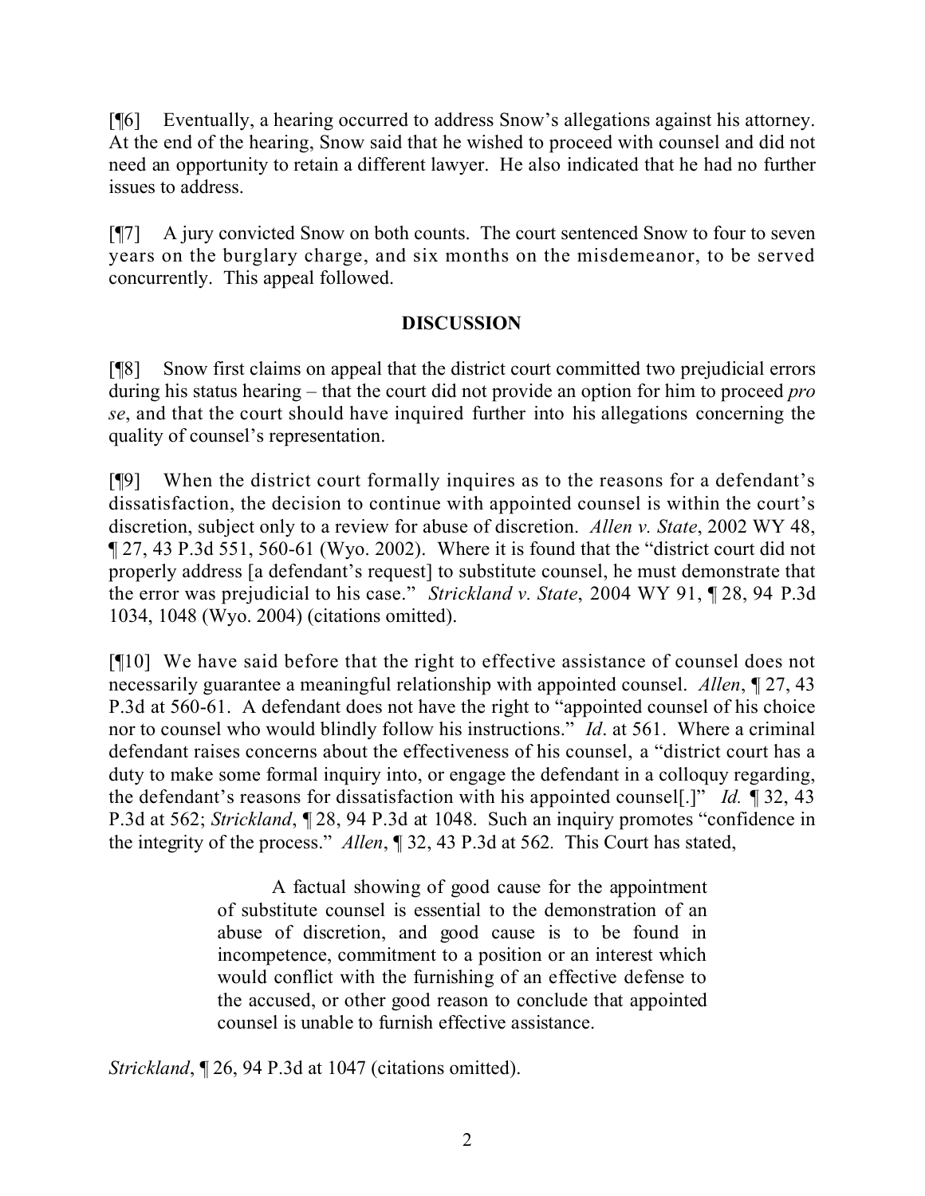[¶6] Eventually, a hearing occurred to address Snow's allegations against his attorney. At the end of the hearing, Snow said that he wished to proceed with counsel and did not need an opportunity to retain a different lawyer. He also indicated that he had no further issues to address.

[¶7] A jury convicted Snow on both counts. The court sentenced Snow to four to seven years on the burglary charge, and six months on the misdemeanor, to be served concurrently. This appeal followed.

## DISCUSSION

[¶8] Snow first claims on appeal that the district court committed two prejudicial errors during his status hearing – that the court did not provide an option for him to proceed *pro se*, and that the court should have inquired further into his allegations concerning the quality of counsel's representation.

[¶9] When the district court formally inquires as to the reasons for a defendant's dissatisfaction, the decision to continue with appointed counsel is within the court's discretion, subject only to a review for abuse of discretion. *Allen v. State*, 2002 WY 48, ¶ 27, 43 P.3d 551, 560-61 (Wyo. 2002). Where it is found that the "district court did not properly address [a defendant's request] to substitute counsel, he must demonstrate that the error was prejudicial to his case." *Strickland v. State*, 2004 WY 91, ¶ 28, 94 P.3d 1034, 1048 (Wyo. 2004) (citations omitted).

[¶10] We have said before that the right to effective assistance of counsel does not necessarily guarantee a meaningful relationship with appointed counsel. *Allen*, ¶ 27, 43 P.3d at 560-61. A defendant does not have the right to "appointed counsel of his choice nor to counsel who would blindly follow his instructions." *Id*. at 561. Where a criminal defendant raises concerns about the effectiveness of his counsel, a "district court has a duty to make some formal inquiry into, or engage the defendant in a colloquy regarding, the defendant's reasons for dissatisfaction with his appointed counsel[.]" *Id.* ¶ 32, 43 P.3d at 562; *Strickland*, ¶ 28, 94 P.3d at 1048. Such an inquiry promotes "confidence in the integrity of the process." *Allen*, ¶ 32, 43 P.3d at 562. This Court has stated,

> A factual showing of good cause for the appointment of substitute counsel is essential to the demonstration of an abuse of discretion, and good cause is to be found in incompetence, commitment to a position or an interest which would conflict with the furnishing of an effective defense to the accused, or other good reason to conclude that appointed counsel is unable to furnish effective assistance.

*Strickland*, ¶ 26, 94 P.3d at 1047 (citations omitted).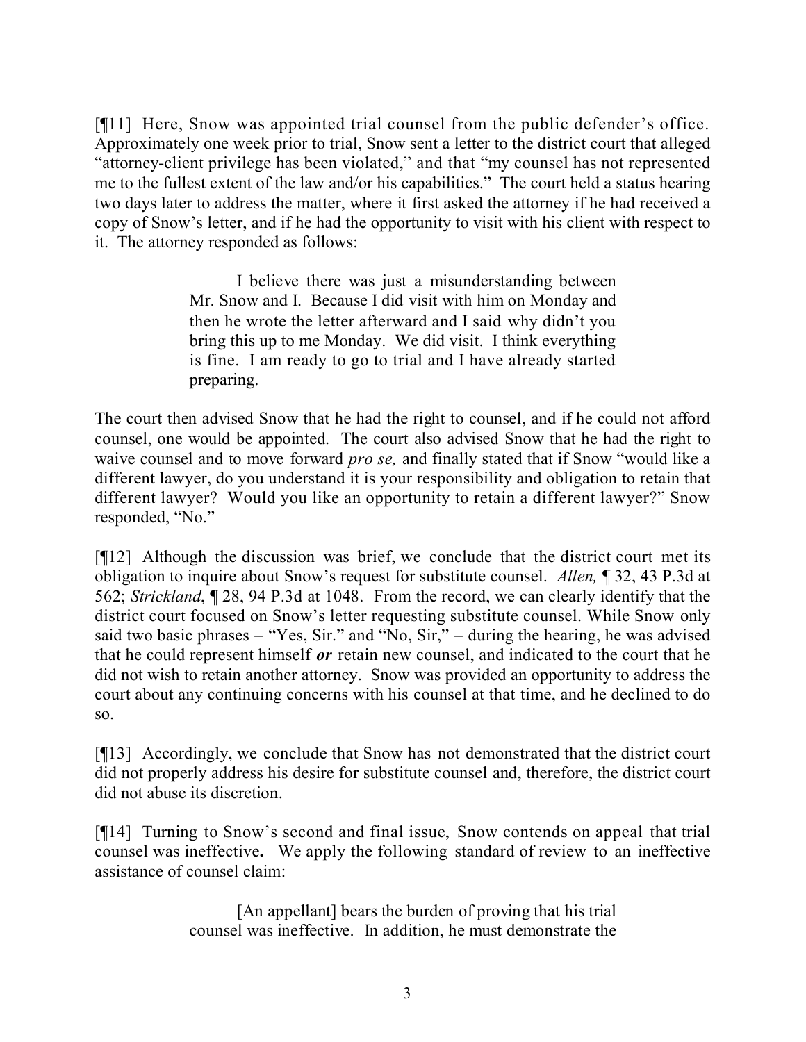[¶11] Here, Snow was appointed trial counsel from the public defender's office. Approximately one week prior to trial, Snow sent a letter to the district court that alleged "attorney-client privilege has been violated," and that "my counsel has not represented me to the fullest extent of the law and/or his capabilities." The court held a status hearing two days later to address the matter, where it first asked the attorney if he had received a copy of Snow's letter, and if he had the opportunity to visit with his client with respect to it. The attorney responded as follows:

> I believe there was just a misunderstanding between Mr. Snow and I. Because I did visit with him on Monday and then he wrote the letter afterward and I said why didn't you bring this up to me Monday. We did visit. I think everything is fine. I am ready to go to trial and I have already started preparing.

The court then advised Snow that he had the right to counsel, and if he could not afford counsel, one would be appointed. The court also advised Snow that he had the right to waive counsel and to move forward *pro se,* and finally stated that if Snow "would like a different lawyer, do you understand it is your responsibility and obligation to retain that different lawyer? Would you like an opportunity to retain a different lawyer?" Snow responded, "No."

[¶12] Although the discussion was brief, we conclude that the district court met its obligation to inquire about Snow's request for substitute counsel. *Allen,* ¶ 32, 43 P.3d at 562; *Strickland*, ¶ 28, 94 P.3d at 1048. From the record, we can clearly identify that the district court focused on Snow's letter requesting substitute counsel. While Snow only said two basic phrases – "Yes, Sir." and "No, Sir," – during the hearing, he was advised that he could represent himself ***or*** retain new counsel, and indicated to the court that he did not wish to retain another attorney. Snow was provided an opportunity to address the court about any continuing concerns with his counsel at that time, and he declined to do so.

[¶13] Accordingly, we conclude that Snow has not demonstrated that the district court did not properly address his desire for substitute counsel and, therefore, the district court did not abuse its discretion.

[¶14] Turning to Snow's second and final issue, Snow contends on appeal that trial counsel was ineffective**.** We apply the following standard of review to an ineffective assistance of counsel claim:

> [An appellant] bears the burden of proving that his trial counsel was ineffective. In addition, he must demonstrate the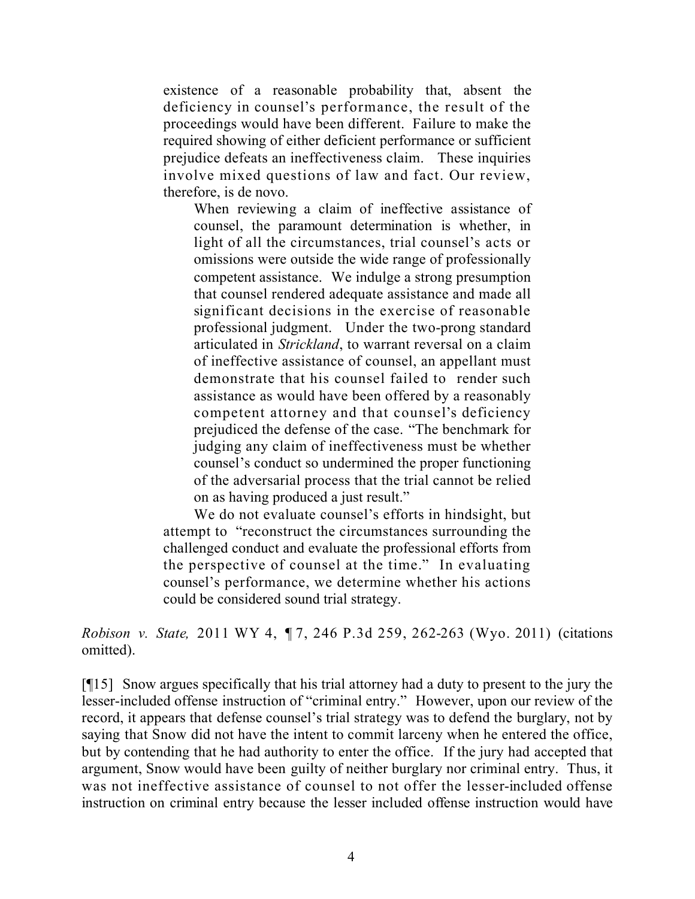> existence of a reasonable probability that, absent the deficiency in counsel's performance, the result of the proceedings would have been different. Failure to make the required showing of either deficient performance or sufficient prejudice defeats an ineffectiveness claim. These inquiries involve mixed questions of law and fact. Our review, therefore, is de novo.
>
>> When reviewing a claim of ineffective assistance of counsel, the paramount determination is whether, in light of all the circumstances, trial counsel's acts or omissions were outside the wide range of professionally competent assistance. We indulge a strong presumption that counsel rendered adequate assistance and made all significant decisions in the exercise of reasonable professional judgment. Under the two-prong standard articulated in *Strickland*, to warrant reversal on a claim of ineffective assistance of counsel, an appellant must demonstrate that his counsel failed to render such assistance as would have been offered by a reasonably competent attorney and that counsel's deficiency prejudiced the defense of the case. "The benchmark for judging any claim of ineffectiveness must be whether counsel's conduct so undermined the proper functioning of the adversarial process that the trial cannot be relied on as having produced a just result."
>
> We do not evaluate counsel's efforts in hindsight, but attempt to "reconstruct the circumstances surrounding the challenged conduct and evaluate the professional efforts from the perspective of counsel at the time." In evaluating counsel's performance, we determine whether his actions could be considered sound trial strategy.

*Robison v. State,* 2011 WY 4, ¶ 7, 246 P.3d 259, 262-263 (Wyo. 2011) (citations omitted).

[¶15] Snow argues specifically that his trial attorney had a duty to present to the jury the lesser-included offense instruction of "criminal entry." However, upon our review of the record, it appears that defense counsel's trial strategy was to defend the burglary, not by saying that Snow did not have the intent to commit larceny when he entered the office, but by contending that he had authority to enter the office. If the jury had accepted that argument, Snow would have been guilty of neither burglary nor criminal entry. Thus, it was not ineffective assistance of counsel to not offer the lesser-included offense instruction on criminal entry because the lesser included offense instruction would have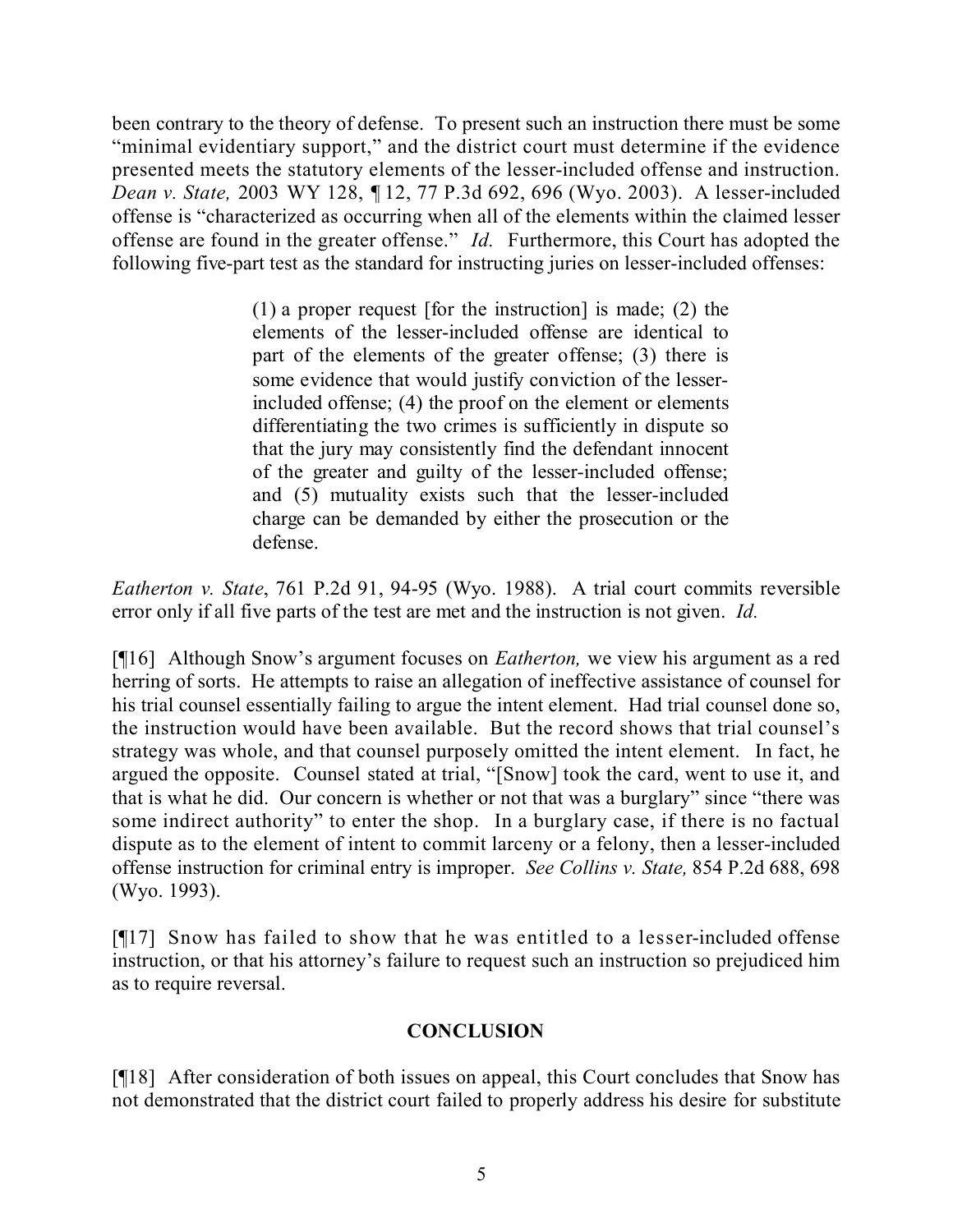been contrary to the theory of defense. To present such an instruction there must be some "minimal evidentiary support," and the district court must determine if the evidence presented meets the statutory elements of the lesser-included offense and instruction. *Dean v. State,* 2003 WY 128, ¶ 12, 77 P.3d 692, 696 (Wyo. 2003). A lesser-included offense is "characterized as occurring when all of the elements within the claimed lesser offense are found in the greater offense." *Id.* Furthermore, this Court has adopted the following five-part test as the standard for instructing juries on lesser-included offenses:

> (1) a proper request [for the instruction] is made; (2) the elements of the lesser-included offense are identical to part of the elements of the greater offense; (3) there is some evidence that would justify conviction of the lesser-included offense; (4) the proof on the element or elements differentiating the two crimes is sufficiently in dispute so that the jury may consistently find the defendant innocent of the greater and guilty of the lesser-included offense; and (5) mutuality exists such that the lesser-included charge can be demanded by either the prosecution or the defense.

*Eatherton v. State*, 761 P.2d 91, 94-95 (Wyo. 1988). A trial court commits reversible error only if all five parts of the test are met and the instruction is not given. *Id.*

[¶16] Although Snow's argument focuses on *Eatherton,* we view his argument as a red herring of sorts. He attempts to raise an allegation of ineffective assistance of counsel for his trial counsel essentially failing to argue the intent element. Had trial counsel done so, the instruction would have been available. But the record shows that trial counsel's strategy was whole, and that counsel purposely omitted the intent element. In fact, he argued the opposite. Counsel stated at trial, "[Snow] took the card, went to use it, and that is what he did. Our concern is whether or not that was a burglary" since "there was some indirect authority" to enter the shop. In a burglary case, if there is no factual dispute as to the element of intent to commit larceny or a felony, then a lesser-included offense instruction for criminal entry is improper. *See Collins v. State,* 854 P.2d 688, 698 (Wyo. 1993).

[¶17] Snow has failed to show that he was entitled to a lesser-included offense instruction, or that his attorney's failure to request such an instruction so prejudiced him as to require reversal.

## CONCLUSION

[¶18] After consideration of both issues on appeal, this Court concludes that Snow has not demonstrated that the district court failed to properly address his desire for substitute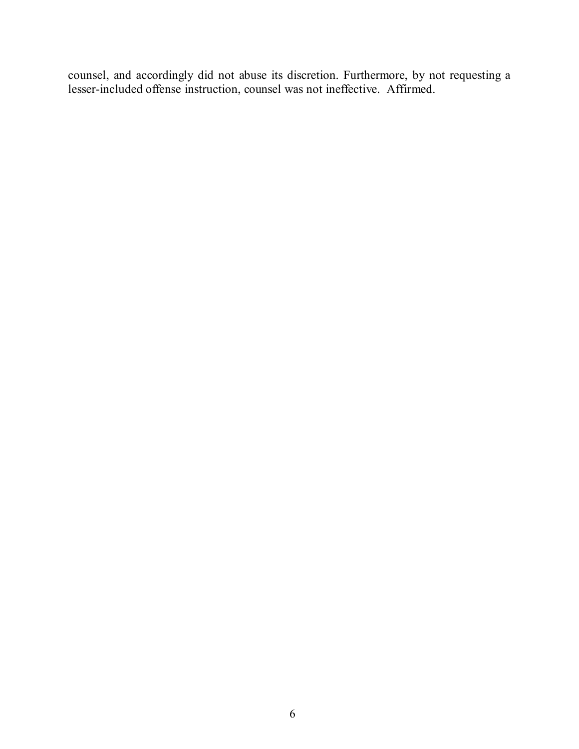counsel, and accordingly did not abuse its discretion. Furthermore, by not requesting a lesser-included offense instruction, counsel was not ineffective. Affirmed.